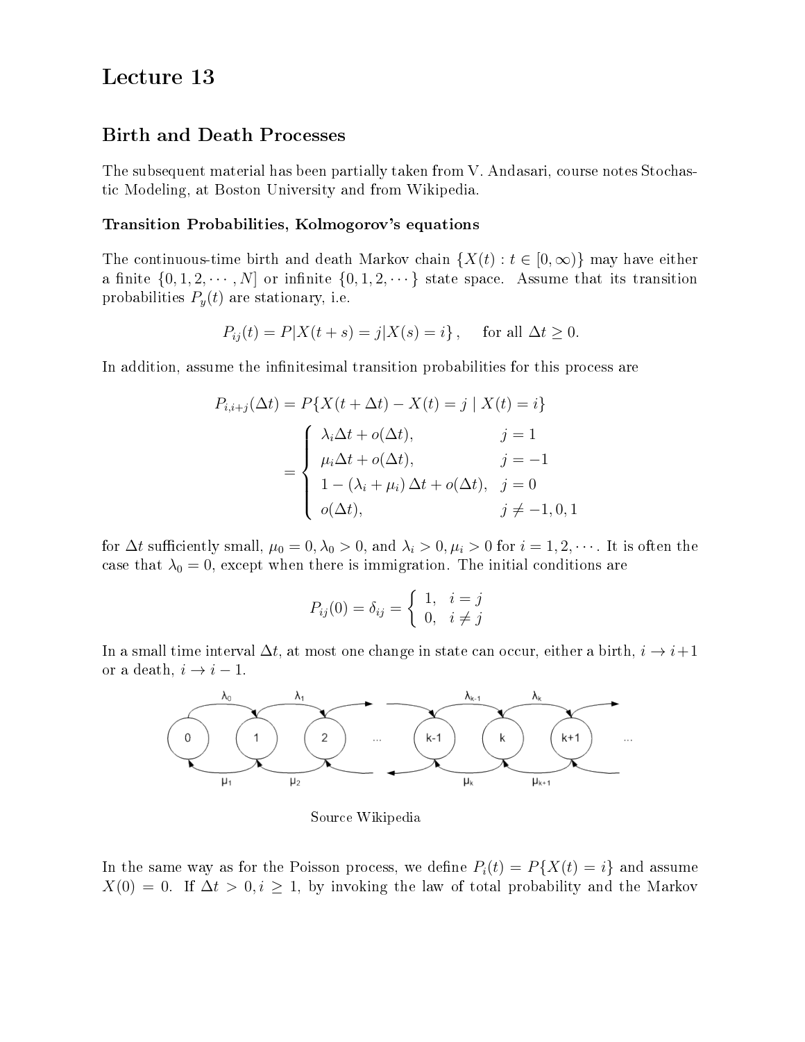# Lecture 13

## Birth and Death Processes

The subsequent material has been partially taken from V. Andasari, course notes Stochastic Modeling, at Boston University and from Wikipedia.

### Transition Probabilities, Kolmogorov's equations

The continuous-time birth and death Markov chain $\{X(t) : t \in [0, \infty)\}$ may have either a finite $\{0, 1, 2, \cdots, N]$ or infinite $\{0, 1, 2, \cdots\}$ state space. Assume that its transition probabilities $P_y(t)$ are stationary, i.e.

$$P_{ij}(t) = P|X(t+s) = j|X(s) = i\}, \quad \text{for all } \Delta t \geq 0.$$

In addition, assume the infinitesimal transition probabilities for this process are

$$\begin{aligned} P_{i,i+j}(\Delta t) &= P\{X(t+\Delta t) - X(t) = j \mid X(t) = i\} \\ &= \begin{cases} \lambda_i \Delta t + o(\Delta t), & j = 1 \\ \mu_i \Delta t + o(\Delta t), & j = -1 \\ 1 - (\lambda_i + \mu_i)\Delta t + o(\Delta t), & j = 0 \\ o(\Delta t), & j \neq -1, 0, 1 \end{cases} \end{aligned}$$

for $\Delta t$ sufficiently small, $\mu_0 = 0, \lambda_0 > 0$, and $\lambda_i > 0, \mu_i > 0$ for $i = 1, 2, \cdots$. It is often the case that $\lambda_0 = 0$, except when there is immigration. The initial conditions are

$$P_{ij}(0) = \delta_{ij} = \begin{cases} 1, & i = j \\ 0, & i \neq j \end{cases}$$

In a small time interval $\Delta t$, at most one change in state can occur, either a birth, $i \to i+1$ or a death, $i \to i-1$.

Source Wikipedia

In the same way as for the Poisson process, we define $P_i(t) = P\{X(t) = i\}$ and assume $X(0) = 0$. If $\Delta t > 0, i \geq 1$, by invoking the law of total probability and the Markov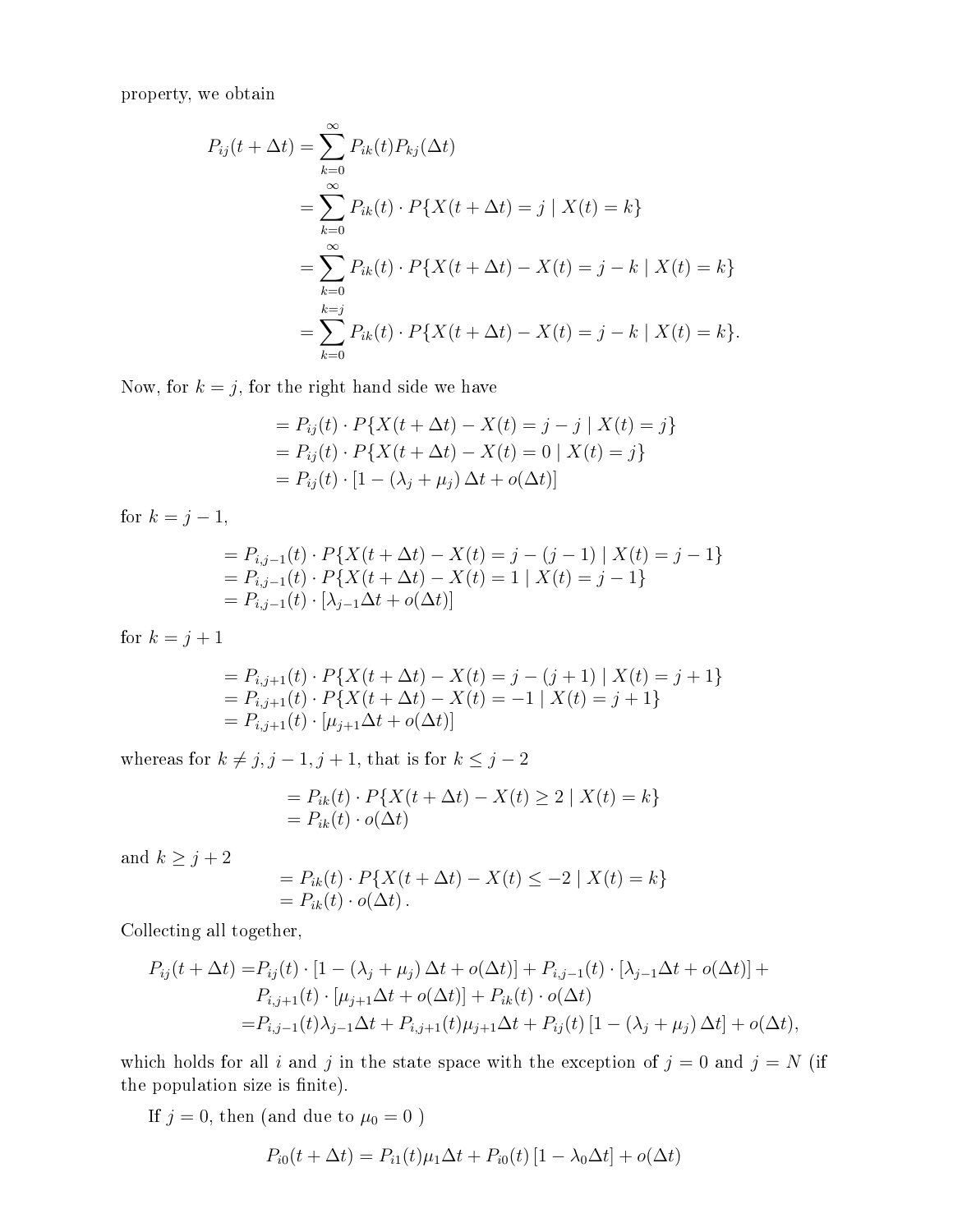property, we obtain

$$
\begin{aligned}
P_{ij}(t+\Delta t) &= \sum_{k=0}^{\infty} P_{ik}(t) P_{kj}(\Delta t) \\
&= \sum_{k=0}^{\infty} P_{ik}(t) \cdot P\{X(t+\Delta t) = j \mid X(t) = k\} \\
&= \sum_{k=0}^{\infty} P_{ik}(t) \cdot P\{X(t+\Delta t) - X(t) = j-k \mid X(t) = k\} \\
&= \sum_{k=0}^{k=j} P_{ik}(t) \cdot P\{X(t+\Delta t) - X(t) = j-k \mid X(t) = k\}.
\end{aligned}
$$

Now, for $k = j$, for the right hand side we have

$$
\begin{aligned}
&= P_{ij}(t) \cdot P\{X(t+\Delta t) - X(t) = j-j \mid X(t) = j\} \\
&= P_{ij}(t) \cdot P\{X(t+\Delta t) - X(t) = 0 \mid X(t) = j\} \\
&= P_{ij}(t) \cdot [1 - (\lambda_j + \mu_j)\Delta t + o(\Delta t)]
\end{aligned}
$$

for $k = j-1$,

$$
\begin{aligned}
&= P_{i,j-1}(t) \cdot P\{X(t+\Delta t) - X(t) = j-(j-1) \mid X(t) = j-1\} \\
&= P_{i,j-1}(t) \cdot P\{X(t+\Delta t) - X(t) = 1 \mid X(t) = j-1\} \\
&= P_{i,j-1}(t) \cdot [\lambda_{j-1}\Delta t + o(\Delta t)]
\end{aligned}
$$

for $k = j+1$

$$
\begin{aligned}
&= P_{i,j+1}(t) \cdot P\{X(t+\Delta t) - X(t) = j-(j+1) \mid X(t) = j+1\} \\
&= P_{i,j+1}(t) \cdot P\{X(t+\Delta t) - X(t) = -1 \mid X(t) = j+1\} \\
&= P_{i,j+1}(t) \cdot [\mu_{j+1}\Delta t + o(\Delta t)]
\end{aligned}
$$

whereas for $k \neq j, j-1, j+1$, that is for $k \leq j-2$

$$
\begin{aligned}
&= P_{ik}(t) \cdot P\{X(t+\Delta t) - X(t) \geq 2 \mid X(t) = k\} \\
&= P_{ik}(t) \cdot o(\Delta t)
\end{aligned}
$$

and $k \geq j+2$

$$
\begin{aligned}
&= P_{ik}(t) \cdot P\{X(t+\Delta t) - X(t) \leq -2 \mid X(t) = k\} \\
&= P_{ik}(t) \cdot o(\Delta t).
\end{aligned}
$$

Collecting all together,

$$
\begin{aligned}
P_{ij}(t+\Delta t) =& P_{ij}(t) \cdot [1 - (\lambda_j + \mu_j)\Delta t + o(\Delta t)] + P_{i,j-1}(t) \cdot [\lambda_{j-1}\Delta t + o(\Delta t)] + \\
& P_{i,j+1}(t) \cdot [\mu_{j+1}\Delta t + o(\Delta t)] + P_{ik}(t) \cdot o(\Delta t) \\
=& P_{i,j-1}(t)\lambda_{j-1}\Delta t + P_{i,j+1}(t)\mu_{j+1}\Delta t + P_{ij}(t)[1 - (\lambda_j + \mu_j)\Delta t] + o(\Delta t),
\end{aligned}
$$

which holds for all $i$ and $j$ in the state space with the exception of $j = 0$ and $j = N$ (if the population size is finite).

If $j = 0$, then (and due to $\mu_0 = 0$ )

$$
P_{i0}(t+\Delta t) = P_{i1}(t)\mu_1\Delta t + P_{i0}(t)[1 - \lambda_0\Delta t] + o(\Delta t)
$$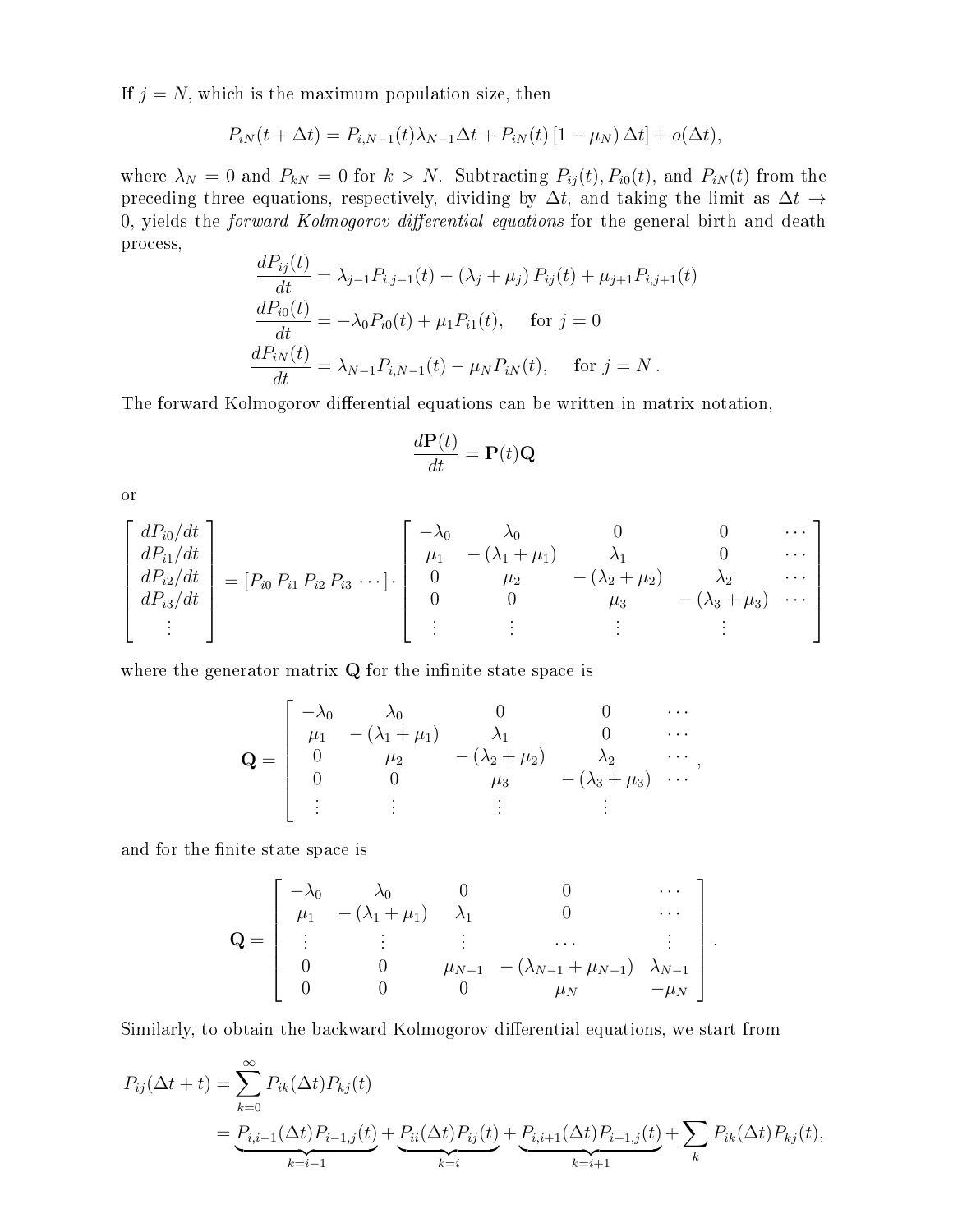If $j = N$, which is the maximum population size, then

$$P_{iN}(t + \Delta t) = P_{i,N-1}(t)\lambda_{N-1}\Delta t + P_{iN}(t)\left[1 - \mu_N\right)\Delta t] + o(\Delta t),$$

where $\lambda_N = 0$ and $P_{kN} = 0$ for $k > N$. Subtracting $P_{ij}(t), P_{i0}(t)$, and $P_{iN}(t)$ from the preceding three equations, respectively, dividing by $\Delta t$, and taking the limit as $\Delta t \to 0$, yields the *forward Kolmogorov differential equations* for the general birth and death process,

$$\begin{aligned}
\frac{dP_{ij}(t)}{dt} &= \lambda_{j-1}P_{i,j-1}(t) - \left(\lambda_j + \mu_j\right)P_{ij}(t) + \mu_{j+1}P_{i,j+1}(t) \\
\frac{dP_{i0}(t)}{dt} &= -\lambda_0 P_{i0}(t) + \mu_1 P_{i1}(t), \quad \text{ for } j = 0 \\
\frac{dP_{iN}(t)}{dt} &= \lambda_{N-1}P_{i,N-1}(t) - \mu_N P_{iN}(t), \quad \text{ for } j = N\,.
\end{aligned}$$

The forward Kolmogorov differential equations can be written in matrix notation,

$$\frac{d\mathbf{P}(t)}{dt} = \mathbf{P}(t)\mathbf{Q}$$

or

$$\begin{bmatrix} dP_{i0}/dt \\ dP_{i1}/dt \\ dP_{i2}/dt \\ dP_{i3}/dt \\ \vdots \end{bmatrix} = \left[P_{i0}\; P_{i1}\; P_{i2}\; P_{i3}\; \cdots\right] \cdot \begin{bmatrix} -\lambda_0 & \lambda_0 & 0 & 0 & \cdots \\ \mu_1 & -\left(\lambda_1 + \mu_1\right) & \lambda_1 & 0 & \cdots \\ 0 & \mu_2 & -\left(\lambda_2 + \mu_2\right) & \lambda_2 & \cdots \\ 0 & 0 & \mu_3 & -\left(\lambda_3 + \mu_3\right) & \cdots \\ \vdots & \vdots & \vdots & \vdots & \end{bmatrix}$$

where the generator matrix $\mathbf{Q}$ for the infinite state space is

$$\mathbf{Q} = \begin{bmatrix} -\lambda_0 & \lambda_0 & 0 & 0 & \cdots \\ \mu_1 & -\left(\lambda_1 + \mu_1\right) & \lambda_1 & 0 & \cdots \\ 0 & \mu_2 & -\left(\lambda_2 + \mu_2\right) & \lambda_2 & \cdots \\ 0 & 0 & \mu_3 & -\left(\lambda_3 + \mu_3\right) & \cdots \\ \vdots & \vdots & \vdots & \vdots & \end{bmatrix},$$

and for the finite state space is

$$\mathbf{Q} = \begin{bmatrix} -\lambda_0 & \lambda_0 & 0 & 0 & \cdots \\ \mu_1 & -\left(\lambda_1 + \mu_1\right) & \lambda_1 & 0 & \cdots \\ \vdots & \vdots & \vdots & \cdots & \vdots \\ 0 & 0 & \mu_{N-1} & -\left(\lambda_{N-1} + \mu_{N-1}\right) & \lambda_{N-1} \\ 0 & 0 & 0 & \mu_N & -\mu_N \end{bmatrix}.$$

Similarly, to obtain the backward Kolmogorov differential equations, we start from

$$\begin{aligned}
P_{ij}(\Delta t + t) &= \sum_{k=0}^{\infty} P_{ik}(\Delta t)P_{kj}(t) \\
&= \underbrace{P_{i,i-1}(\Delta t)P_{i-1,j}(t)}_{k=i-1} + \underbrace{P_{ii}(\Delta t)P_{ij}(t)}_{k=i} + \underbrace{P_{i,i+1}(\Delta t)P_{i+1,j}(t)}_{k=i+1} + \sum_{k} P_{ik}(\Delta t)P_{kj}(t),
\end{aligned}$$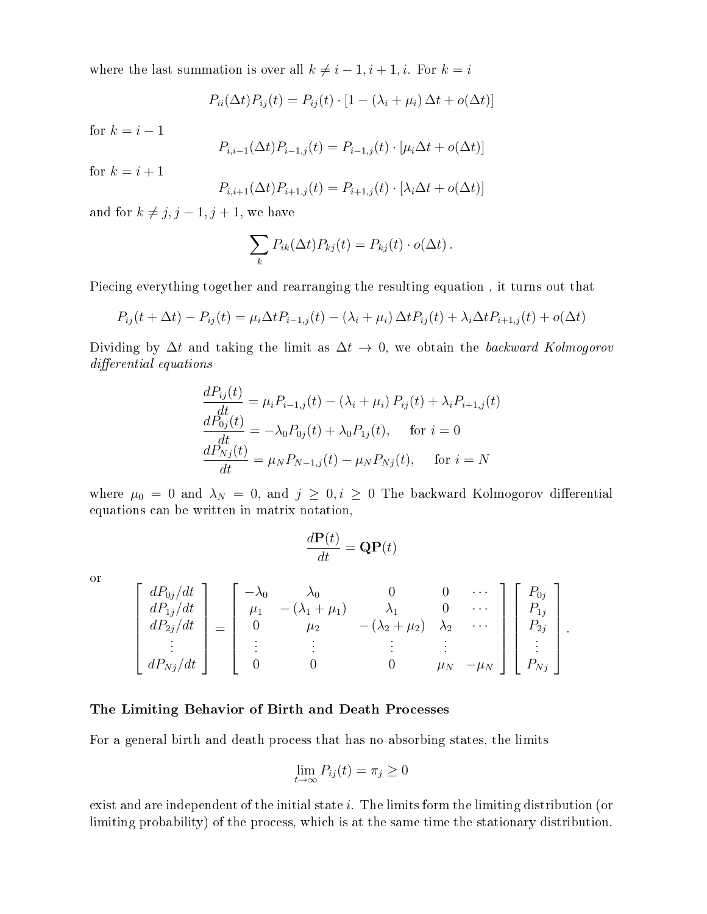where the last summation is over all $k \neq i-1, i+1, i$. For $k = i$

$$P_{ii}(\Delta t) P_{ij}(t) = P_{ij}(t) \cdot \left[1 - (\lambda_i + \mu_i)\, \Delta t + o(\Delta t)\right]$$

for $k = i - 1$

$$P_{i,i-1}(\Delta t) P_{i-1,j}(t) = P_{i-1,j}(t) \cdot \left[\mu_i \Delta t + o(\Delta t)\right]$$

for $k = i + 1$

$$P_{i,i+1}(\Delta t) P_{i+1,j}(t) = P_{i+1,j}(t) \cdot \left[\lambda_i \Delta t + o(\Delta t)\right]$$

and for $k \neq j, j-1, j+1$, we have

$$\sum_k P_{ik}(\Delta t) P_{kj}(t) = P_{kj}(t) \cdot o(\Delta t)\,.$$

Piecing everything together and rearranging the resulting equation , it turns out that

$$P_{ij}(t + \Delta t) - P_{ij}(t) = \mu_i \Delta t P_{i-1,j}(t) - (\lambda_i + \mu_i)\, \Delta t P_{ij}(t) + \lambda_i \Delta t P_{i+1,j}(t) + o(\Delta t)$$

Dividing by $\Delta t$ and taking the limit as $\Delta t \to 0$, we obtain the *backward Kolmogorov differential equations*

$$\begin{aligned}
\frac{dP_{ij}(t)}{dt} &= \mu_i P_{i-1,j}(t) - (\lambda_i + \mu_i)\, P_{ij}(t) + \lambda_i P_{i+1,j}(t) \\
\frac{dP_{0j}(t)}{dt} &= -\lambda_0 P_{0j}(t) + \lambda_0 P_{1j}(t), \quad \text{for } i = 0 \\
\frac{dP_{Nj}(t)}{dt} &= \mu_N P_{N-1,j}(t) - \mu_N P_{Nj}(t), \quad \text{for } i = N
\end{aligned}$$

where $\mu_0 = 0$ and $\lambda_N = 0$, and $j \geq 0, i \geq 0$ The backward Kolmogorov differential equations can be written in matrix notation,

$$\frac{d\mathbf{P}(t)}{dt} = \mathbf{Q}\mathbf{P}(t)$$

or

$$\begin{bmatrix} dP_{0j}/dt \\ dP_{1j}/dt \\ dP_{2j}/dt \\ \vdots \\ dP_{Nj}/dt \end{bmatrix} = \begin{bmatrix} -\lambda_0 & \lambda_0 & 0 & 0 & \cdots \\ \mu_1 & -(\lambda_1 + \mu_1) & \lambda_1 & 0 & \cdots \\ 0 & \mu_2 & -(\lambda_2 + \mu_2) & \lambda_2 & \cdots \\ \vdots & \vdots & \vdots & \vdots & \\ 0 & 0 & 0 & \mu_N & -\mu_N \end{bmatrix} \begin{bmatrix} P_{0j} \\ P_{1j} \\ P_{2j} \\ \vdots \\ P_{Nj} \end{bmatrix}.$$

### The Limiting Behavior of Birth and Death Processes

For a general birth and death process that has no absorbing states, the limits

$$\lim_{t \to \infty} P_{ij}(t) = \pi_j \geq 0$$

exist and are independent of the initial state $i$. The limits form the limiting distribution (or limiting probability) of the process, which is at the same time the stationary distribution.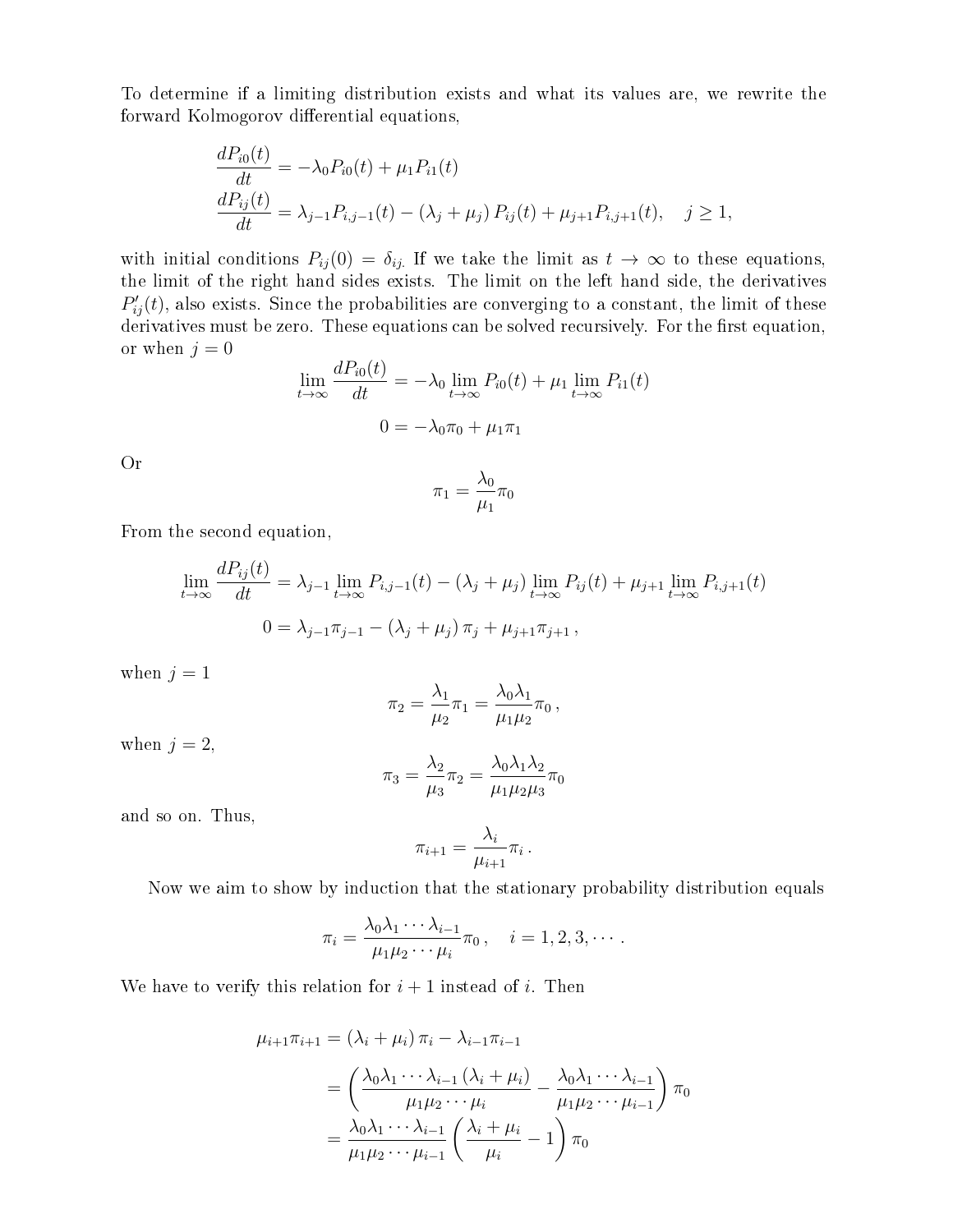To determine if a limiting distribution exists and what its values are, we rewrite the forward Kolmogorov differential equations,

$$
\begin{aligned}
\frac{dP_{i0}(t)}{dt} &= -\lambda_0 P_{i0}(t) + \mu_1 P_{i1}(t) \\
\frac{dP_{ij}(t)}{dt} &= \lambda_{j-1} P_{i,j-1}(t) - (\lambda_j + \mu_j) P_{ij}(t) + \mu_{j+1} P_{i,j+1}(t), \quad j \geq 1,
\end{aligned}
$$

with initial conditions $P_{ij}(0) = \delta_{ij}$. If we take the limit as $t \to \infty$ to these equations, the limit of the right hand sides exists. The limit on the left hand side, the derivatives $P'_{ij}(t)$, also exists. Since the probabilities are converging to a constant, the limit of these derivatives must be zero. These equations can be solved recursively. For the first equation, or when $j = 0$

$$
\lim_{t \to \infty} \frac{dP_{i0}(t)}{dt} = -\lambda_0 \lim_{t \to \infty} P_{i0}(t) + \mu_1 \lim_{t \to \infty} P_{i1}(t)
$$

$$
0 = -\lambda_0 \pi_0 + \mu_1 \pi_1
$$

Or

$$
\pi_1 = \frac{\lambda_0}{\mu_1} \pi_0
$$

From the second equation,

$$
\begin{aligned}
\lim_{t \to \infty} \frac{dP_{ij}(t)}{dt} &= \lambda_{j-1} \lim_{t \to \infty} P_{i,j-1}(t) - (\lambda_j + \mu_j) \lim_{t \to \infty} P_{ij}(t) + \mu_{j+1} \lim_{t \to \infty} P_{i,j+1}(t) \\
0 &= \lambda_{j-1} \pi_{j-1} - (\lambda_j + \mu_j) \pi_j + \mu_{j+1} \pi_{j+1} \,,
\end{aligned}
$$

when $j = 1$

$$
\pi_2 = \frac{\lambda_1}{\mu_2} \pi_1 = \frac{\lambda_0 \lambda_1}{\mu_1 \mu_2} \pi_0 \,,
$$

when $j = 2$,

$$
\pi_3 = \frac{\lambda_2}{\mu_3} \pi_2 = \frac{\lambda_0 \lambda_1 \lambda_2}{\mu_1 \mu_2 \mu_3} \pi_0
$$

and so on. Thus,

$$
\pi_{i+1} = \frac{\lambda_i}{\mu_{i+1}} \pi_i \,.
$$

Now we aim to show by induction that the stationary probability distribution equals

$$
\pi_i = \frac{\lambda_0 \lambda_1 \cdots \lambda_{i-1}}{\mu_1 \mu_2 \cdots \mu_i} \pi_0 \,, \quad i = 1, 2, 3, \cdots \,.
$$

We have to verify this relation for $i + 1$ instead of $i$. Then

$$
\begin{aligned}
\mu_{i+1} \pi_{i+1} &= (\lambda_i + \mu_i) \pi_i - \lambda_{i-1} \pi_{i-1} \\
&= \left( \frac{\lambda_0 \lambda_1 \cdots \lambda_{i-1} (\lambda_i + \mu_i)}{\mu_1 \mu_2 \cdots \mu_i} - \frac{\lambda_0 \lambda_1 \cdots \lambda_{i-1}}{\mu_1 \mu_2 \cdots \mu_{i-1}} \right) \pi_0 \\
&= \frac{\lambda_0 \lambda_1 \cdots \lambda_{i-1}}{\mu_1 \mu_2 \cdots \mu_{i-1}} \left( \frac{\lambda_i + \mu_i}{\mu_i} - 1 \right) \pi_0
\end{aligned}
$$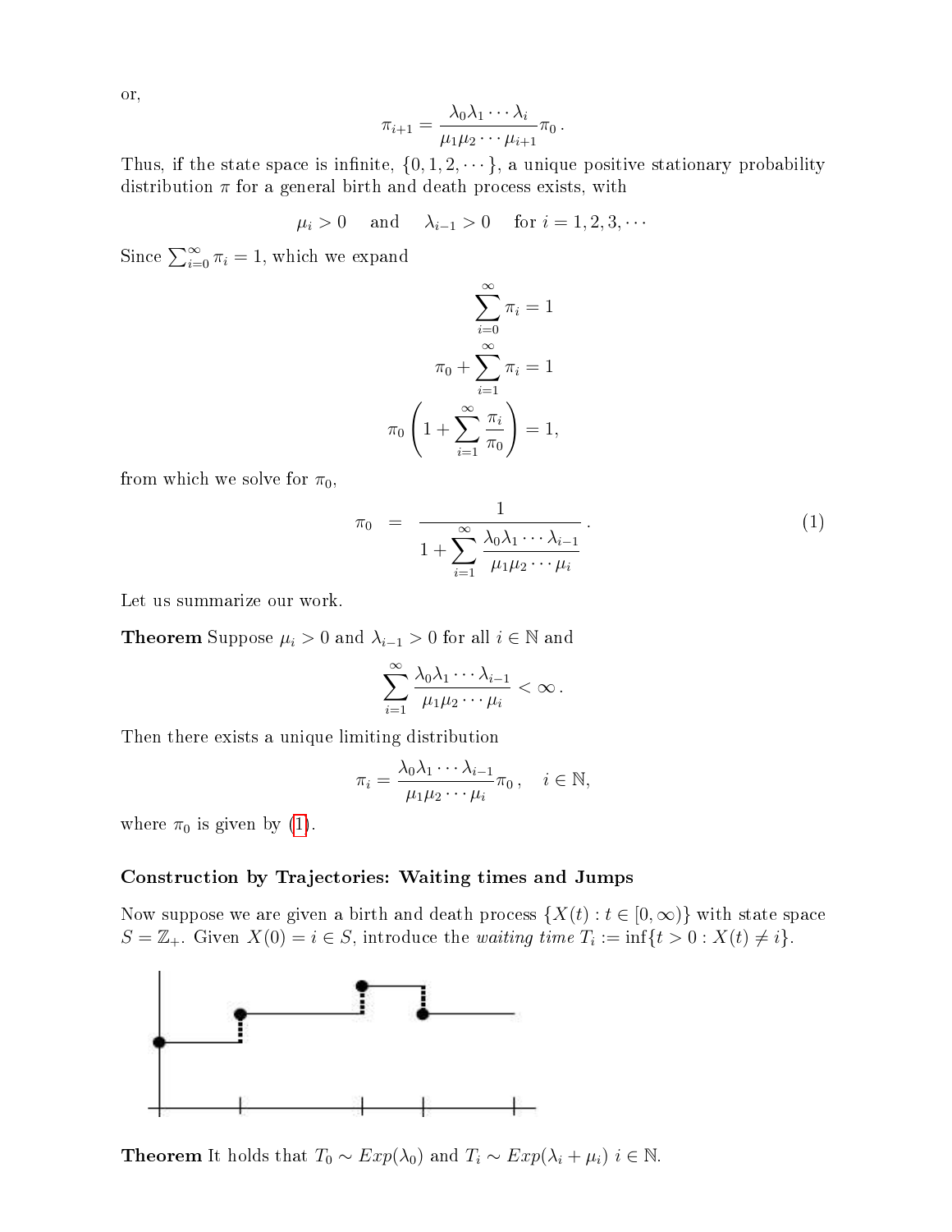or,

$$\pi_{i+1} = \frac{\lambda_0 \lambda_1 \cdots \lambda_i}{\mu_1 \mu_2 \cdots \mu_{i+1}} \pi_0 \, .$$

Thus, if the state space is infinite, $\{0, 1, 2, \cdots\}$, a unique positive stationary probability distribution $\pi$ for a general birth and death process exists, with

$$\mu_i > 0 \quad \text{and} \quad \lambda_{i-1} > 0 \quad \text{for } i = 1, 2, 3, \cdots$$

Since $\sum_{i=0}^{\infty} \pi_i = 1$, which we expand

$$\sum_{i=0}^{\infty} \pi_i = 1$$

$$\pi_0 + \sum_{i=1}^{\infty} \pi_i = 1$$

$$\pi_0 \left( 1 + \sum_{i=1}^{\infty} \frac{\pi_i}{\pi_0} \right) = 1,$$

from which we solve for $\pi_0$,

$$\pi_0 = \frac{1}{1 + \displaystyle\sum_{i=1}^{\infty} \frac{\lambda_0 \lambda_1 \cdots \lambda_{i-1}}{\mu_1 \mu_2 \cdots \mu_i}} \, . \tag{1}$$

Let us summarize our work.

**Theorem** Suppose $\mu_i > 0$ and $\lambda_{i-1} > 0$ for all $i \in \mathbb{N}$ and

$$\sum_{i=1}^{\infty} \frac{\lambda_0 \lambda_1 \cdots \lambda_{i-1}}{\mu_1 \mu_2 \cdots \mu_i} < \infty \, .$$

Then there exists a unique limiting distribution

$$\pi_i = \frac{\lambda_0 \lambda_1 \cdots \lambda_{i-1}}{\mu_1 \mu_2 \cdots \mu_i} \pi_0 \, , \quad i \in \mathbb{N},$$

where $\pi_0$ is given by (1).

### Construction by Trajectories: Waiting times and Jumps

Now suppose we are given a birth and death process $\{X(t) : t \in [0, \infty)\}$ with state space $S = \mathbb{Z}_+$. Given $X(0) = i \in S$, introduce the *waiting time* $T_i := \inf\{t > 0 : X(t) \neq i\}$.

**Theorem** It holds that $T_0 \sim Exp(\lambda_0)$ and $T_i \sim Exp(\lambda_i + \mu_i)$ $i \in \mathbb{N}$.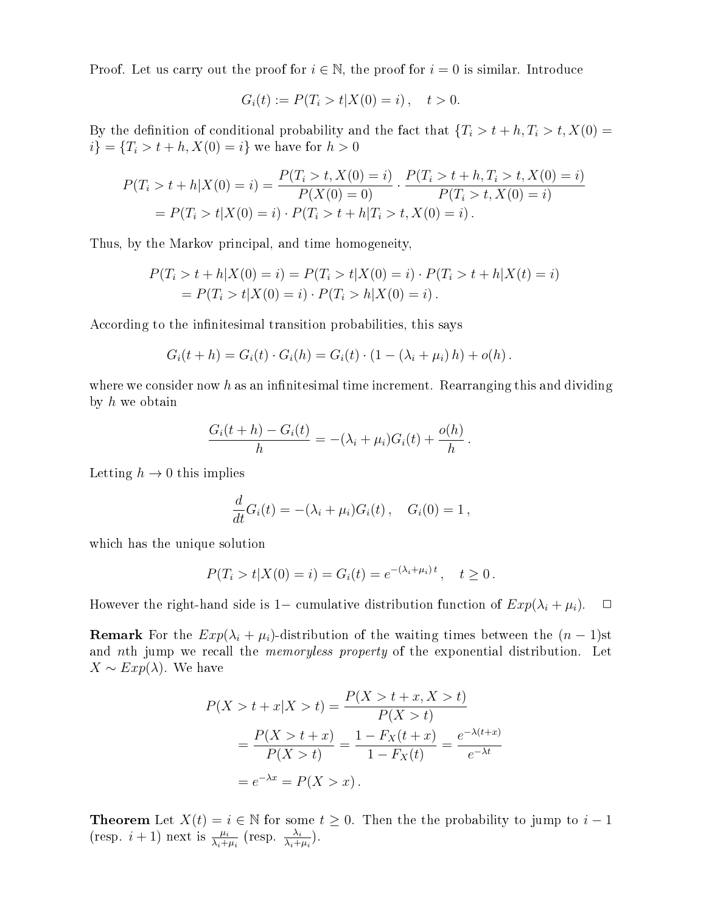Proof. Let us carry out the proof for $i \in \mathbb{N}$, the proof for $i = 0$ is similar. Introduce

$$G_i(t) := P(T_i > t | X(0) = i), \quad t > 0.$$

By the definition of conditional probability and the fact that $\{T_i > t + h, T_i > t, X(0) = i\} = \{T_i > t + h, X(0) = i\}$ we have for $h > 0$

$$\begin{aligned}
P(T_i > t + h | X(0) = i) &= \frac{P(T_i > t, X(0) = i)}{P(X(0) = 0)} \cdot \frac{P(T_i > t + h, T_i > t, X(0) = i)}{P(T_i > t, X(0) = i)} \\
&= P(T_i > t | X(0) = i) \cdot P(T_i > t + h | T_i > t, X(0) = i).
\end{aligned}$$

Thus, by the Markov principal, and time homogeneity,

$$\begin{aligned}
P(T_i > t + h | X(0) = i) &= P(T_i > t | X(0) = i) \cdot P(T_i > t + h | X(t) = i) \\
&= P(T_i > t | X(0) = i) \cdot P(T_i > h | X(0) = i).
\end{aligned}$$

According to the infinitesimal transition probabilities, this says

$$G_i(t + h) = G_i(t) \cdot G_i(h) = G_i(t) \cdot (1 - (\lambda_i + \mu_i) h) + o(h).$$

where we consider now $h$ as an infinitesimal time increment. Rearranging this and dividing by $h$ we obtain

$$\frac{G_i(t + h) - G_i(t)}{h} = -(\lambda_i + \mu_i) G_i(t) + \frac{o(h)}{h}.$$

Letting $h \to 0$ this implies

$$\frac{d}{dt} G_i(t) = -(\lambda_i + \mu_i) G_i(t), \quad G_i(0) = 1,$$

which has the unique solution

$$P(T_i > t | X(0) = i) = G_i(t) = e^{-(\lambda_i + \mu_i)t}, \quad t \geq 0.$$

However the right-hand side is $1-$ cumulative distribution function of $Exp(\lambda_i + \mu_i)$. □

**Remark** For the $Exp(\lambda_i + \mu_i)$-distribution of the waiting times between the $(n-1)$st and $n$th jump we recall the *memoryless property* of the exponential distribution. Let $X \sim Exp(\lambda)$. We have

$$\begin{aligned}
P(X > t + x | X > t) &= \frac{P(X > t + x, X > t)}{P(X > t)} \\
&= \frac{P(X > t + x)}{P(X > t)} = \frac{1 - F_X(t + x)}{1 - F_X(t)} = \frac{e^{-\lambda(t+x)}}{e^{-\lambda t}} \\
&= e^{-\lambda x} = P(X > x).
\end{aligned}$$

**Theorem** Let $X(t) = i \in \mathbb{N}$ for some $t \geq 0$. Then the the probability to jump to $i - 1$ (resp. $i + 1$) next is $\frac{\mu_i}{\lambda_i + \mu_i}$ (resp. $\frac{\lambda_i}{\lambda_i + \mu_i}$).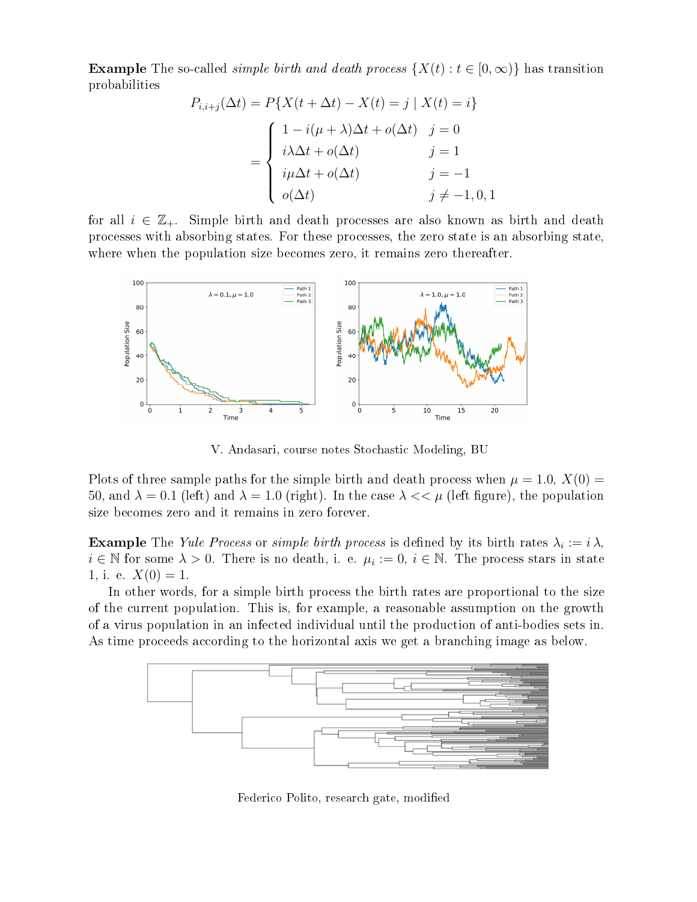**Example** The so-called *simple birth and death process* $\{X(t) : t \in [0, \infty)\}$ has transition probabilities

$$
\begin{aligned}
P_{i,i+j}(\Delta t) &= P\{X(t+\Delta t) - X(t) = j \mid X(t) = i\} \\
&= \begin{cases} 1 - i(\mu + \lambda)\Delta t + o(\Delta t) & j = 0 \\ i\lambda\Delta t + o(\Delta t) & j = 1 \\ i\mu\Delta t + o(\Delta t) & j = -1 \\ o(\Delta t) & j \neq -1, 0, 1 \end{cases}
\end{aligned}
$$

for all $i \in \mathbb{Z}_+$. Simple birth and death processes are also known as birth and death processes with absorbing states. For these processes, the zero state is an absorbing state, where when the population size becomes zero, it remains zero thereafter.

V. Andasari, course notes Stochastic Modeling, BU

Plots of three sample paths for the simple birth and death process when $\mu = 1.0$, $X(0) = 50$, and $\lambda = 0.1$ (left) and $\lambda = 1.0$ (right). In the case $\lambda << \mu$ (left figure), the population size becomes zero and it remains in zero forever.

**Example** The *Yule Process* or *simple birth process* is defined by its birth rates $\lambda_i := i\,\lambda$, $i \in \mathbb{N}$ for some $\lambda > 0$. There is no death, i. e. $\mu_i := 0$, $i \in \mathbb{N}$. The process stars in state 1, i. e. $X(0) = 1$.

In other words, for a simple birth process the birth rates are proportional to the size of the current population. This is, for example, a reasonable assumption on the growth of a virus population in an infected individual until the production of anti-bodies sets in. As time proceeds according to the horizontal axis we get a branching image as below.

Federico Polito, research gate, modified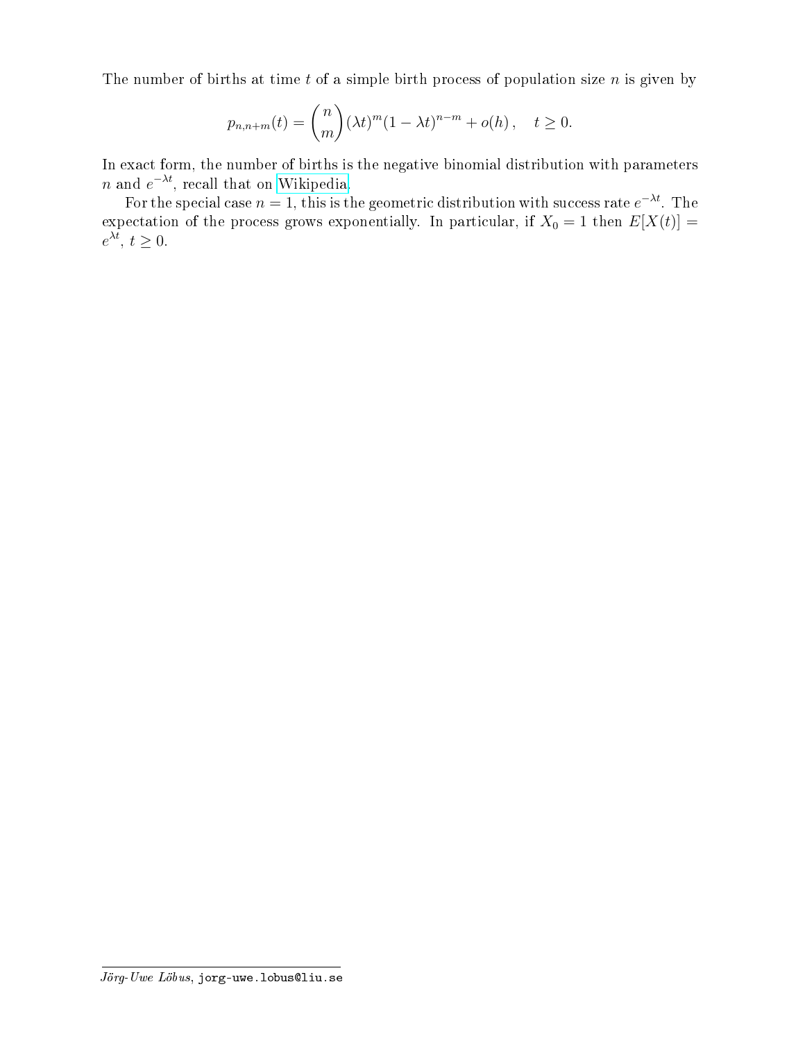The number of births at time $t$ of a simple birth process of population size $n$ is given by

$$p_{n,n+m}(t) = \binom{n}{m}(\lambda t)^m(1-\lambda t)^{n-m} + o(h)\,, \quad t \geq 0.$$

In exact form, the number of births is the negative binomial distribution with parameters $n$ and $e^{-\lambda t}$, recall that on Wikipedia.

For the special case $n = 1$, this is the geometric distribution with success rate $e^{-\lambda t}$. The expectation of the process grows exponentially. In particular, if $X_0 = 1$ then $E[X(t)] = e^{\lambda t}$, $t \geq 0$.

*Jörg-Uwe Löbus*, `jorg-uwe.lobus@liu.se`